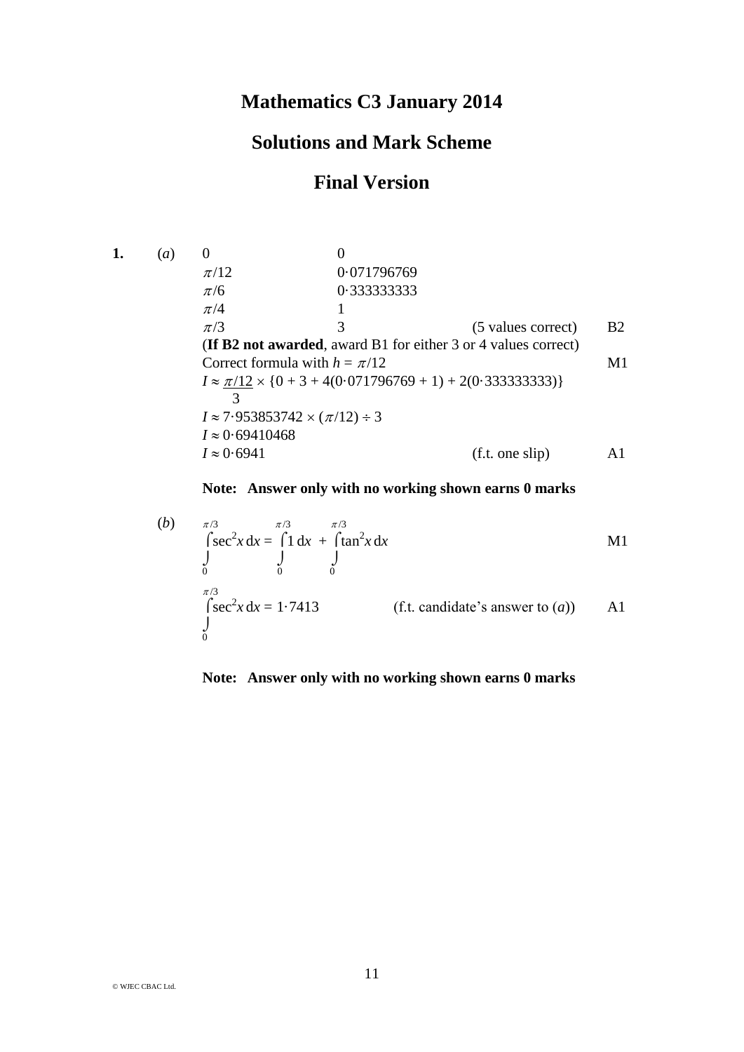# Mathematics C3 January 2014

## Solutions and Mark Scheme

## Final Version

**1.** (*a*)

| | | | |
|---|---|---|---|
| $0$ | $0$ | | |
| $\pi/12$ | $0{\cdot}071796769$ | | |
| $\pi/6$ | $0{\cdot}333333333$ | | |
| $\pi/4$ | $1$ | | |
| $\pi/3$ | $3$ | (5 values correct) | B2 |

(**If B2 not awarded**, award B1 for either 3 or 4 values correct)

Correct formula with $h = \pi/12$ — M1

$I \approx \dfrac{\pi/12}{3} \times \{0 + 3 + 4(0{\cdot}071796769 + 1) + 2(0{\cdot}333333333)\}$

$I \approx 7{\cdot}953853742 \times (\pi/12) \div 3$

$I \approx 0{\cdot}69410468$

$I \approx 0{\cdot}6941$ (f.t. one slip) — A1

**Note: Answer only with no working shown earns 0 marks**

(*b*)

$$\int_0^{\pi/3} \sec^2 x \, dx = \int_0^{\pi/3} 1 \, dx + \int_0^{\pi/3} \tan^2 x \, dx$$ — M1

$$\int_0^{\pi/3} \sec^2 x \, dx = 1{\cdot}7413$$ (f.t. candidate's answer to (*a*)) — A1

**Note: Answer only with no working shown earns 0 marks**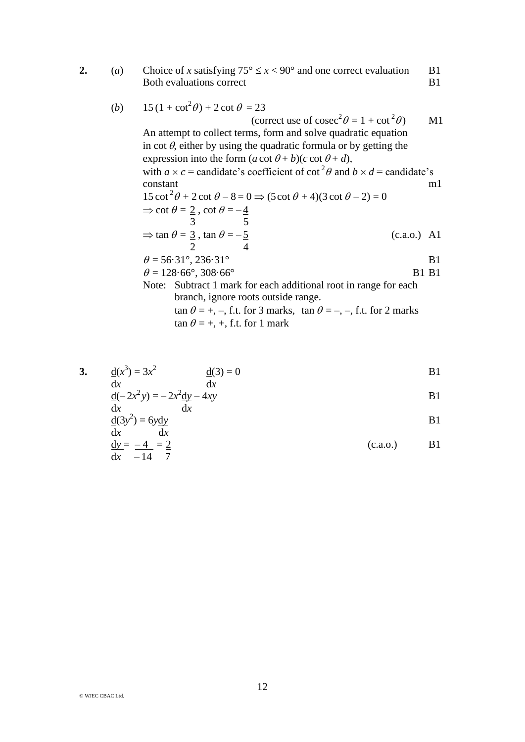**2.** (*a*) Choice of $x$ satisfying $75° \leq x < 90°$ and one correct evaluation B1
Both evaluations correct B1

(*b*) $15(1 + \cot^2\theta) + 2\cot\theta = 23$
(correct use of $\operatorname{cosec}^2\theta = 1 + \cot^2\theta$) M1

An attempt to collect terms, form and solve quadratic equation in $\cot\theta$, either by using the quadratic formula or by getting the expression into the form $(a\cot\theta + b)(c\cot\theta + d)$, with $a \times c$ = candidate's coefficient of $\cot^2\theta$ and $b \times d$ = candidate's constant m1

$15\cot^2\theta + 2\cot\theta - 8 = 0 \Rightarrow (5\cot\theta + 4)(3\cot\theta - 2) = 0$

$\Rightarrow \cot\theta = \frac{2}{3}, \cot\theta = -\frac{4}{5}$

$\Rightarrow \tan\theta = \frac{3}{2}, \tan\theta = -\frac{5}{4}$ (c.a.o.) A1

$\theta = 56{\cdot}31°, 236{\cdot}31°$ B1

$\theta = 128{\cdot}66°, 308{\cdot}66°$ B1 B1

Note: Subtract 1 mark for each additional root in range for each branch, ignore roots outside range.
$\tan\theta = +, -$, f.t. for 3 marks, $\tan\theta = -, -$, f.t. for 2 marks
$\tan\theta = +, +$, f.t. for 1 mark

**3.** $\frac{d}{dx}(x^3) = 3x^2$ $\frac{d}{dx}(3) = 0$ B1

$\frac{d}{dx}(-2x^2y) = -2x^2\frac{dy}{dx} - 4xy$ B1

$\frac{d}{dx}(3y^2) = 6y\frac{dy}{dx}$ B1

$\frac{dy}{dx} = \frac{-4}{-14} = \frac{2}{7}$ (c.a.o.) B1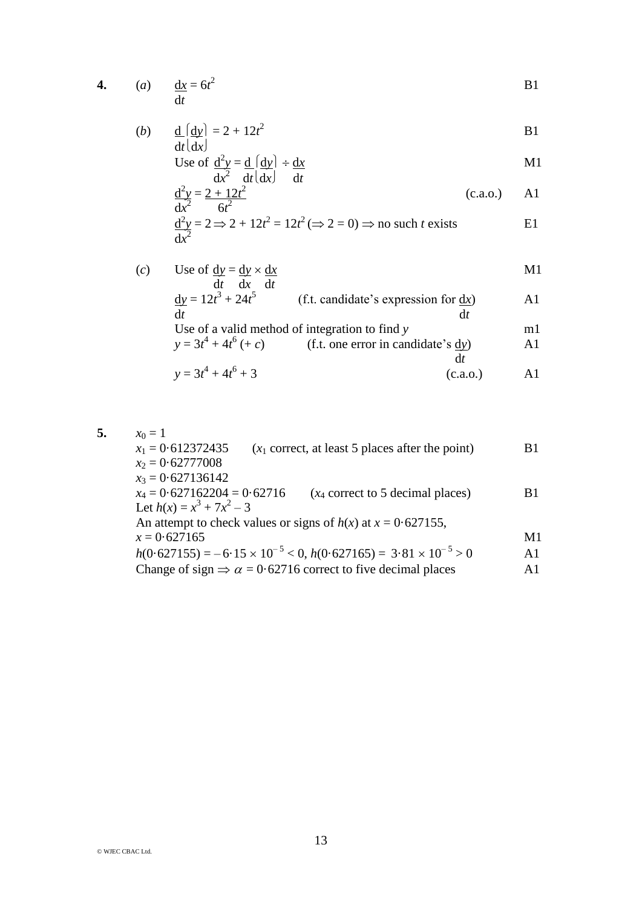**4.** (*a*) $\frac{dx}{dt} = 6t^2$ B1

(*b*) $\frac{d}{dt}\left(\frac{dy}{dx}\right) = 2 + 12t^2$ B1

Use of $\frac{d^2y}{dx^2} = \frac{d}{dt}\left(\frac{dy}{dx}\right) \div \frac{dx}{dt}$ M1

$\frac{d^2y}{dx^2} = \frac{2 + 12t^2}{6t^2}$ (c.a.o.) A1

$\frac{d^2y}{dx^2} = 2 \Rightarrow 2 + 12t^2 = 12t^2 \; (\Rightarrow 2 = 0) \Rightarrow$ no such $t$ exists E1

(*c*) Use of $\frac{dy}{dt} = \frac{dy}{dx} \times \frac{dx}{dt}$ M1

$\frac{dy}{dt} = 12t^3 + 24t^5$ (f.t. candidate's expression for $\frac{dx}{dt}$) A1

Use of a valid method of integration to find $y$ m1

$y = 3t^4 + 4t^6 \; (+\, c)$ (f.t. one error in candidate's $\frac{dy}{dt}$) A1

$y = 3t^4 + 4t^6 + 3$ (c.a.o.) A1

**5.** $x_0 = 1$

$x_1 = 0{\cdot}612372435$ ($x_1$ correct, at least 5 places after the point) B1

$x_2 = 0{\cdot}62777008$

$x_3 = 0{\cdot}627136142$

$x_4 = 0{\cdot}627162204 = 0{\cdot}62716$ ($x_4$ correct to 5 decimal places) B1

Let $h(x) = x^3 + 7x^2 - 3$

An attempt to check values or signs of $h(x)$ at $x = 0{\cdot}627155$, $x = 0{\cdot}627165$ M1

$h(0{\cdot}627155) = -6{\cdot}15 \times 10^{-5} < 0$, $h(0{\cdot}627165) = 3{\cdot}81 \times 10^{-5} > 0$ A1

Change of sign $\Rightarrow \alpha = 0{\cdot}62716$ correct to five decimal places A1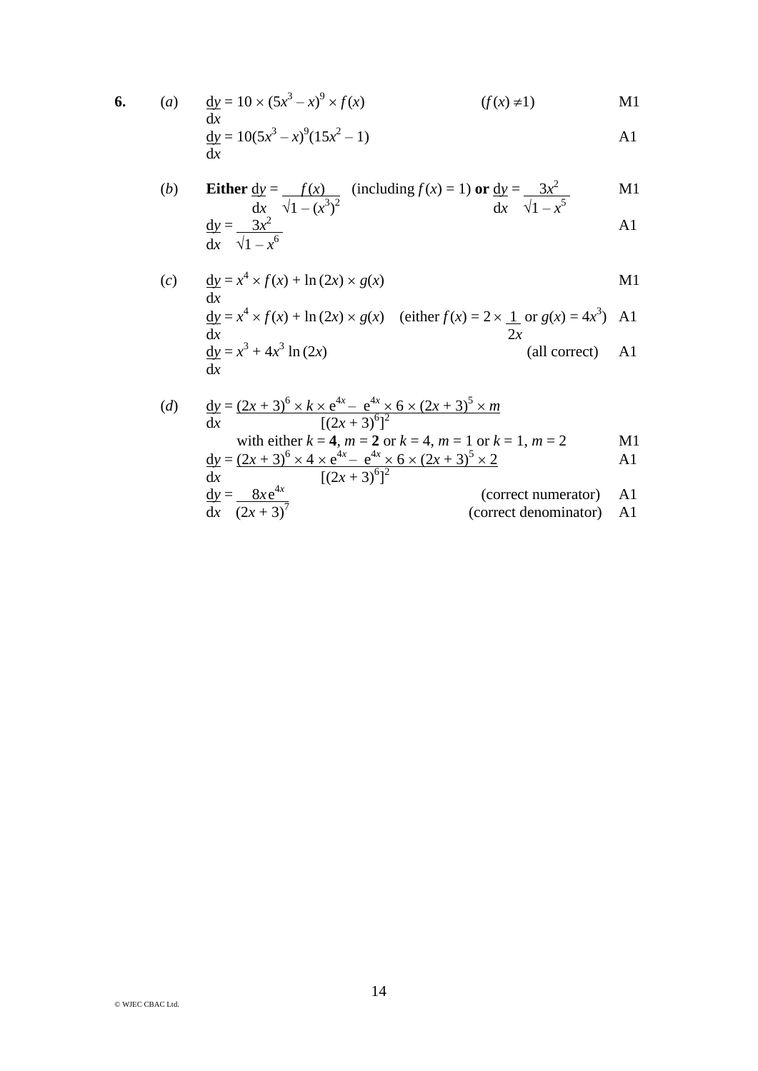**6.** (*a*) $\frac{dy}{dx} = 10 \times (5x^3 - x)^9 \times f(x)$ $\quad (f(x) \neq 1)$ M1

$\frac{dy}{dx} = 10(5x^3 - x)^9(15x^2 - 1)$ A1

(*b*) **Either** $\frac{dy}{dx} = \frac{f(x)}{\sqrt{1 - (x^3)^2}}$ (including $f(x) = 1$) **or** $\frac{dy}{dx} = \frac{3x^2}{\sqrt{1 - x^5}}$ M1

$\frac{dy}{dx} = \frac{3x^2}{\sqrt{1 - x^6}}$ A1

(*c*) $\frac{dy}{dx} = x^4 \times f(x) + \ln(2x) \times g(x)$ M1

$\frac{dy}{dx} = x^4 \times f(x) + \ln(2x) \times g(x)$ (either $f(x) = 2 \times \frac{1}{2x}$ or $g(x) = 4x^3$) A1

$\frac{dy}{dx} = x^3 + 4x^3 \ln(2x)$ (all correct) A1

(*d*) $\frac{dy}{dx} = \frac{(2x+3)^6 \times k \times e^{4x} - e^{4x} \times 6 \times (2x+3)^5 \times m}{[(2x+3)^6]^2}$

with either $k = \mathbf{4}$, $m = \mathbf{2}$ or $k = 4$, $m = 1$ or $k = 1$, $m = 2$ M1

$\frac{dy}{dx} = \frac{(2x+3)^6 \times 4 \times e^{4x} - e^{4x} \times 6 \times (2x+3)^5 \times 2}{[(2x+3)^6]^2}$ A1

$\frac{dy}{dx} = \frac{8x e^{4x}}{(2x+3)^7}$ (correct numerator) A1

(correct denominator) A1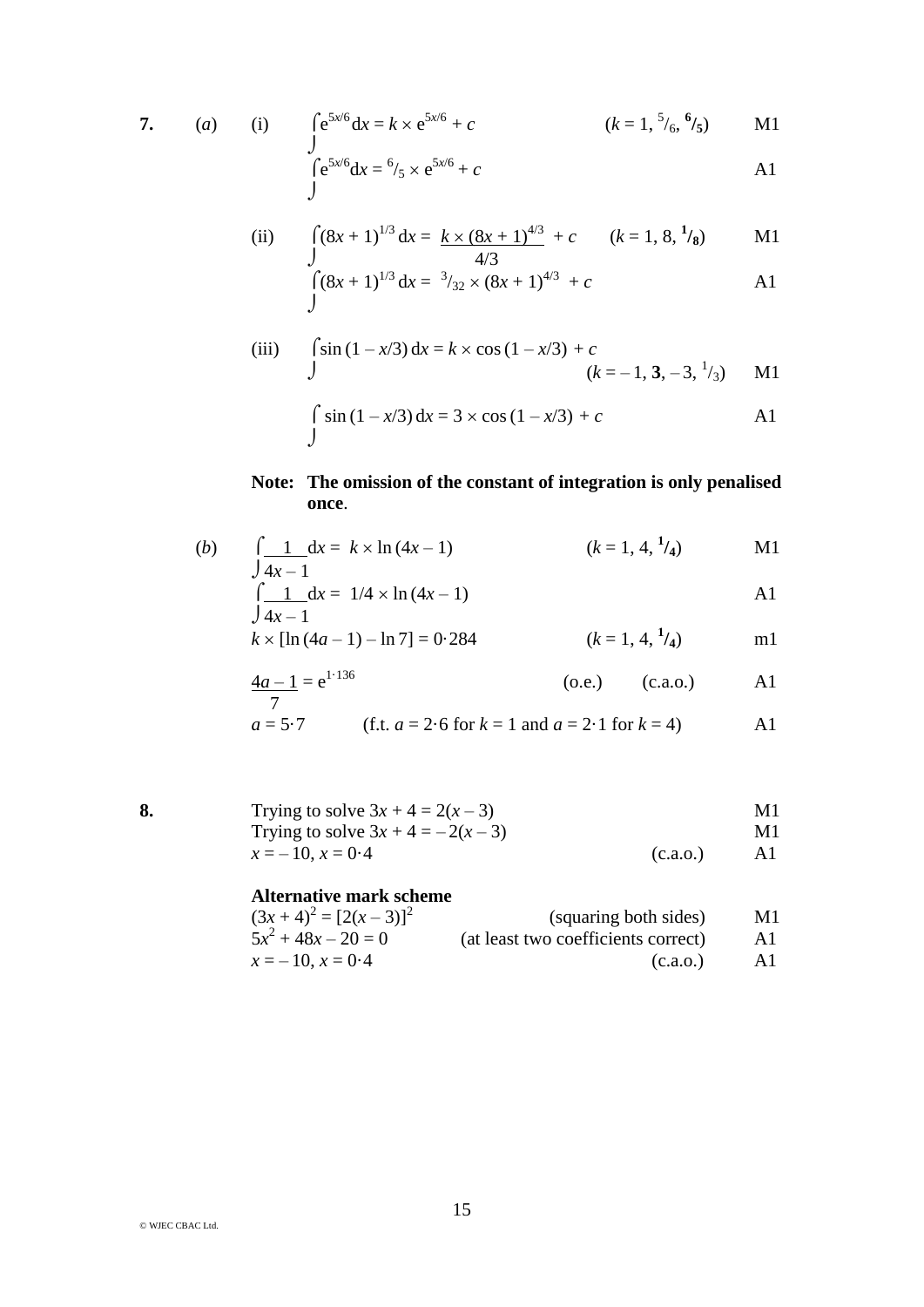**7.** (*a*) (i) $\int e^{5x/6}\,dx = k \times e^{5x/6} + c$ $\quad (k = 1, \, ^5/_6, \, \mathbf{^6/_5})$ M1

$\int e^{5x/6}\,dx = {^6/_5} \times e^{5x/6} + c$ A1

(ii) $\int (8x + 1)^{1/3}\,dx = \dfrac{k \times (8x + 1)^{4/3}}{4/3} + c$ $\quad (k = 1, 8, \mathbf{^1/_8})$ M1

$\int (8x + 1)^{1/3}\,dx = {^3/_{32}} \times (8x + 1)^{4/3} + c$ A1

(iii) $\int \sin(1 - x/3)\,dx = k \times \cos(1 - x/3) + c$ $\quad (k = -1, \mathbf{3}, -3, \, ^1/_3)$ M1

$\int \sin(1 - x/3)\,dx = 3 \times \cos(1 - x/3) + c$ A1

**Note: The omission of the constant of integration is only penalised once**.

(*b*) $\int \dfrac{1}{4x - 1}\,dx = k \times \ln(4x - 1)$ $\quad (k = 1, 4, \mathbf{^1/_4})$ M1

$\int \dfrac{1}{4x - 1}\,dx = 1/4 \times \ln(4x - 1)$ A1

$k \times [\ln(4a - 1) - \ln 7] = 0{\cdot}284$ $\quad (k = 1, 4, \mathbf{^1/_4})$ m1

$\dfrac{4a - 1}{7} = e^{1{\cdot}136}$ (o.e.) (c.a.o.) A1

$a = 5{\cdot}7$ (f.t. $a = 2{\cdot}6$ for $k = 1$ and $a = 2{\cdot}1$ for $k = 4$) A1

**8.** Trying to solve $3x + 4 = 2(x - 3)$ M1

Trying to solve $3x + 4 = -2(x - 3)$ M1

$x = -10, \, x = 0{\cdot}4$ (c.a.o.) A1

**Alternative mark scheme**

$(3x + 4)^2 = [2(x - 3)]^2$ (squaring both sides) M1

$5x^2 + 48x - 20 = 0$ (at least two coefficients correct) A1

$x = -10, \, x = 0{\cdot}4$ (c.a.o.) A1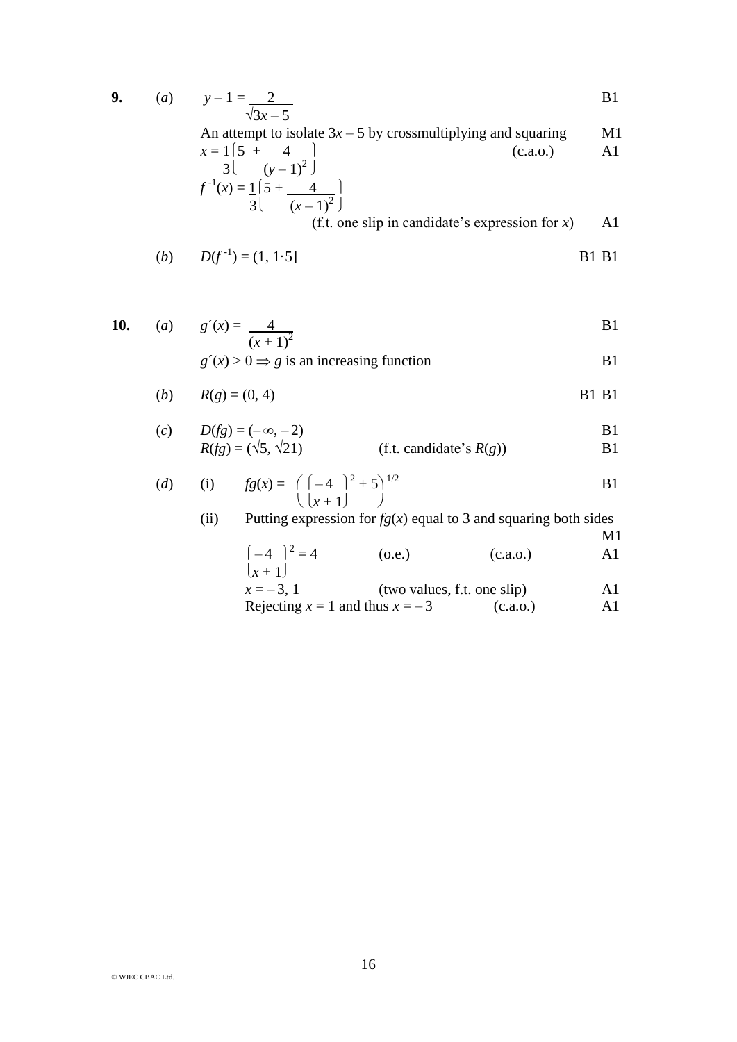**9.** (*a*) $y - 1 = \dfrac{2}{\sqrt{3x - 5}}$ B1

An attempt to isolate $3x - 5$ by crossmultiplying and squaring M1

$x = \dfrac{1}{3}\left(5 + \dfrac{4}{(y-1)^2}\right)$ (c.a.o.) A1

$f^{-1}(x) = \dfrac{1}{3}\left(5 + \dfrac{4}{(x-1)^2}\right)$

(f.t. one slip in candidate's expression for $x$) A1

(*b*) $D(f^{-1}) = (1, 1{\cdot}5]$ B1 B1

**10.** (*a*) $g'(x) = \dfrac{4}{(x+1)^2}$ B1

$g'(x) > 0 \Rightarrow g$ is an increasing function B1

(*b*) $R(g) = (0, 4)$ B1 B1

(*c*) $D(fg) = (-\infty, -2)$ B1

$R(fg) = (\sqrt{5}, \sqrt{21})$ (f.t. candidate's $R(g)$) B1

(*d*) (i) $fg(x) = \left(\left(\dfrac{-4}{x+1}\right)^2 + 5\right)^{1/2}$ B1

(ii) Putting expression for $fg(x)$ equal to 3 and squaring both sides M1

$\left(\dfrac{-4}{x+1}\right)^2 = 4$ (o.e.) (c.a.o.) A1

$x = -3, 1$ (two values, f.t. one slip) A1

Rejecting $x = 1$ and thus $x = -3$ (c.a.o.) A1